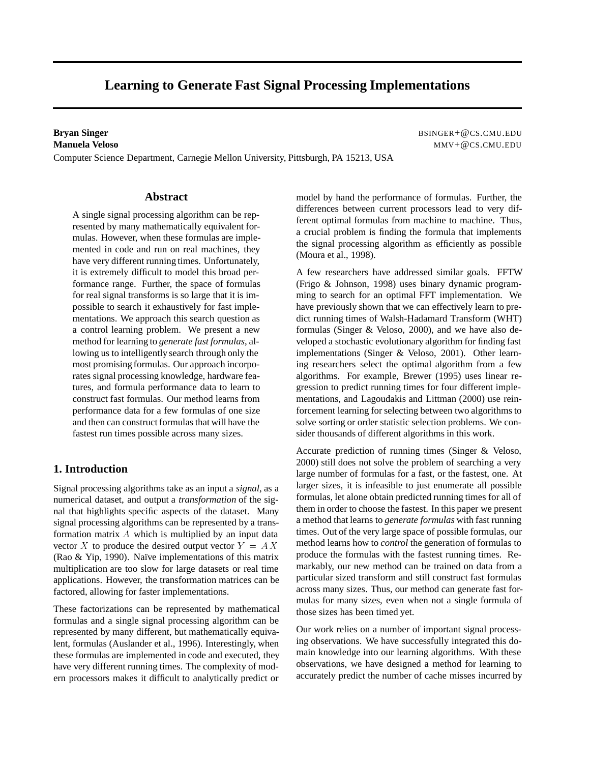# Learning to Generate Fast Signal Processing Implementations

**Bryan Singer** BSINGER+@CS.CMU.EDU
**Manuela Veloso** MMV+@CS.CMU.EDU
Computer Science Department, Carnegie Mellon University, Pittsburgh, PA 15213, USA

## Abstract

A single signal processing algorithm can be represented by many mathematically equivalent formulas. However, when these formulas are implemented in code and run on real machines, they have very different running times. Unfortunately, it is extremely difficult to model this broad performance range. Further, the space of formulas for real signal transforms is so large that it is impossible to search it exhaustively for fast implementations. We approach this search question as a control learning problem. We present a new method for learning to *generate fast formulas*, allowing us to intelligently search through only the most promising formulas. Our approach incorporates signal processing knowledge, hardware features, and formula performance data to learn to construct fast formulas. Our method learns from performance data for a few formulas of one size and then can construct formulas that will have the fastest run times possible across many sizes.

## 1. Introduction

Signal processing algorithms take as an input a *signal*, as a numerical dataset, and output a *transformation* of the signal that highlights specific aspects of the dataset. Many signal processing algorithms can be represented by a transformation matrix $A$ which is multiplied by an input data vector $X$ to produce the desired output vector $Y = AX$ (Rao & Yip, 1990). Naïve implementations of this matrix multiplication are too slow for large datasets or real time applications. However, the transformation matrices can be factored, allowing for faster implementations.

These factorizations can be represented by mathematical formulas and a single signal processing algorithm can be represented by many different, but mathematically equivalent, formulas (Auslander et al., 1996). Interestingly, when these formulas are implemented in code and executed, they have very different running times. The complexity of modern processors makes it difficult to analytically predict or model by hand the performance of formulas. Further, the differences between current processors lead to very different optimal formulas from machine to machine. Thus, a crucial problem is finding the formula that implements the signal processing algorithm as efficiently as possible (Moura et al., 1998).

A few researchers have addressed similar goals. FFTW (Frigo & Johnson, 1998) uses binary dynamic programming to search for an optimal FFT implementation. We have previously shown that we can effectively learn to predict running times of Walsh-Hadamard Transform (WHT) formulas (Singer & Veloso, 2000), and we have also developed a stochastic evolutionary algorithm for finding fast implementations (Singer & Veloso, 2001). Other learning researchers select the optimal algorithm from a few algorithms. For example, Brewer (1995) uses linear regression to predict running times for four different implementations, and Lagoudakis and Littman (2000) use reinforcement learning for selecting between two algorithms to solve sorting or order statistic selection problems. We consider thousands of different algorithms in this work.

Accurate prediction of running times (Singer & Veloso, 2000) still does not solve the problem of searching a very large number of formulas for a fast, or the fastest, one. At larger sizes, it is infeasible to just enumerate all possible formulas, let alone obtain predicted running times for all of them in order to choose the fastest. In this paper we present a method that learns to *generate formulas* with fast running times. Out of the very large space of possible formulas, our method learns how to *control* the generation of formulas to produce the formulas with the fastest running times. Remarkably, our new method can be trained on data from a particular sized transform and still construct fast formulas across many sizes. Thus, our method can generate fast formulas for many sizes, even when not a single formula of those sizes has been timed yet.

Our work relies on a number of important signal processing observations. We have successfully integrated this domain knowledge into our learning algorithms. With these observations, we have designed a method for learning to accurately predict the number of cache misses incurred by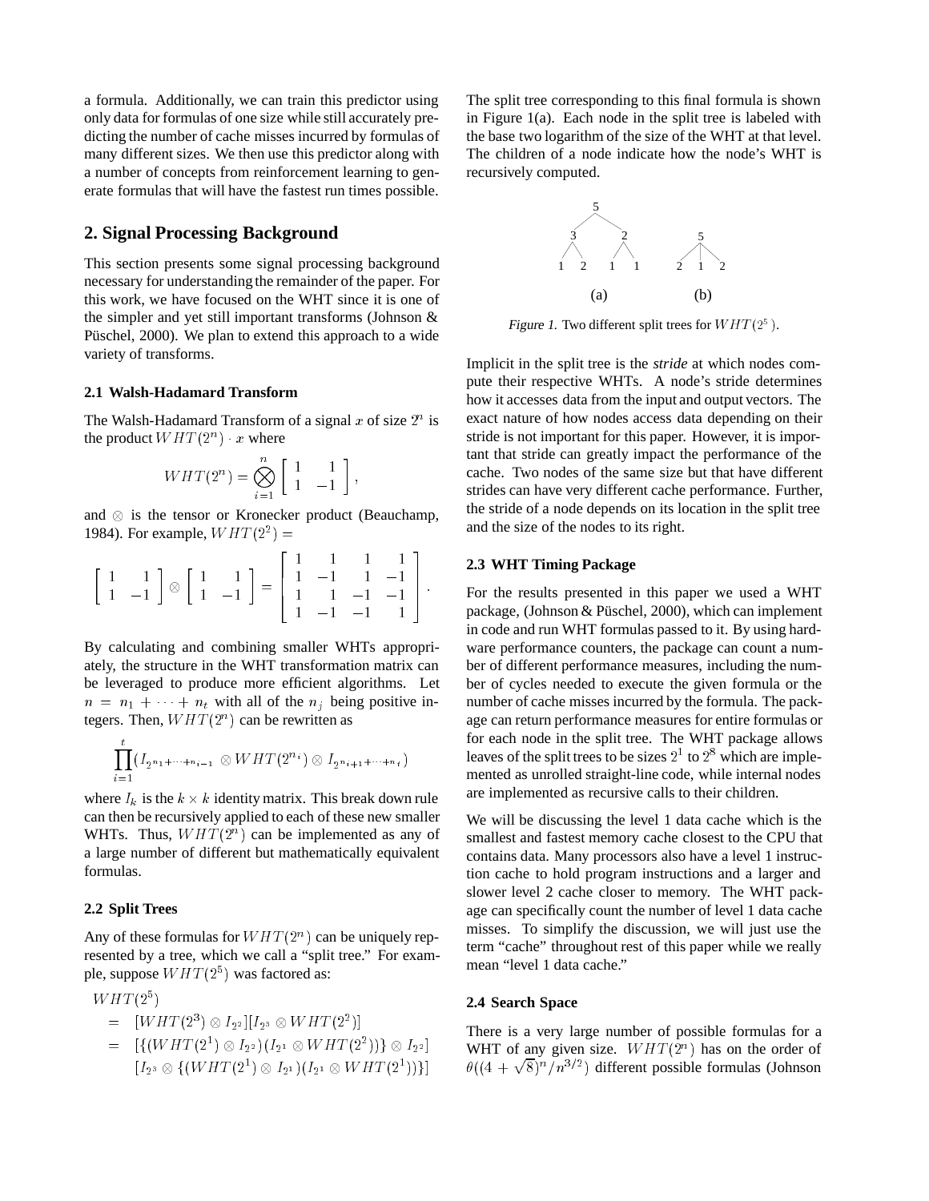a formula. Additionally, we can train this predictor using only data for formulas of one size while still accurately predicting the number of cache misses incurred by formulas of many different sizes. We then use this predictor along with a number of concepts from reinforcement learning to generate formulas that will have the fastest run times possible.

## 2. Signal Processing Background

This section presents some signal processing background necessary for understanding the remainder of the paper. For this work, we have focused on the WHT since it is one of the simpler and yet still important transforms (Johnson & Püschel, 2000). We plan to extend this approach to a wide variety of transforms.

### 2.1 Walsh-Hadamard Transform

The Walsh-Hadamard Transform of a signal $x$ of size $2^n$ is the product $WHT(2^n) \cdot x$ where

$$WHT(2^n) = \bigotimes_{i=1}^{n} \left[ \begin{array}{cc} 1 & 1 \\ 1 & -1 \end{array} \right],$$

and $\otimes$ is the tensor or Kronecker product (Beauchamp, 1984). For example, $WHT(2^2) =$

$$\left[ \begin{array}{cc} 1 & 1 \\ 1 & -1 \end{array} \right] \otimes \left[ \begin{array}{cc} 1 & 1 \\ 1 & -1 \end{array} \right] = \left[ \begin{array}{cccc} 1 & 1 & 1 & 1 \\ 1 & -1 & 1 & -1 \\ 1 & 1 & -1 & -1 \\ 1 & -1 & -1 & 1 \end{array} \right].$$

By calculating and combining smaller WHTs appropriately, the structure in the WHT transformation matrix can be leveraged to produce more efficient algorithms. Let $n = n_1 + \cdots + n_t$ with all of the $n_j$ being positive integers. Then, $WHT(2^n)$ can be rewritten as

$$\prod_{i=1}^{t} (I_{2^{n_1+\cdots+n_{i-1}}} \otimes WHT(2^{n_i}) \otimes I_{2^{n_{i+1}+\cdots+n_t}})$$

where $I_k$ is the $k \times k$ identity matrix. This break down rule can then be recursively applied to each of these new smaller WHTs. Thus, $WHT(2^n)$ can be implemented as any of a large number of different but mathematically equivalent formulas.

### 2.2 Split Trees

Any of these formulas for $WHT(2^n)$ can be uniquely represented by a tree, which we call a "split tree." For example, suppose $WHT(2^5)$ was factored as:

$$\begin{aligned}
& WHT(2^5) \\
&= [WHT(2^3) \otimes I_{2^2}][I_{2^3} \otimes WHT(2^2)] \\
&= [\{(WHT(2^1) \otimes I_{2^2})(I_{2^1} \otimes WHT(2^2))\} \otimes I_{2^2}] \\
&\quad [I_{2^3} \otimes \{(WHT(2^1) \otimes I_{2^1})(I_{2^1} \otimes WHT(2^1))\}]
\end{aligned}$$

The split tree corresponding to this final formula is shown in Figure 1(a). Each node in the split tree is labeled with the base two logarithm of the size of the WHT at that level. The children of a node indicate how the node's WHT is recursively computed.

*Figure 1.* Two different split trees for $WHT(2^5)$.

Implicit in the split tree is the *stride* at which nodes compute their respective WHTs. A node's stride determines how it accesses data from the input and output vectors. The exact nature of how nodes access data depending on their stride is not important for this paper. However, it is important that stride can greatly impact the performance of the cache. Two nodes of the same size but that have different strides can have very different cache performance. Further, the stride of a node depends on its location in the split tree and the size of the nodes to its right.

### 2.3 WHT Timing Package

For the results presented in this paper we used a WHT package, (Johnson & Püschel, 2000), which can implement in code and run WHT formulas passed to it. By using hardware performance counters, the package can count a number of different performance measures, including the number of cycles needed to execute the given formula or the number of cache misses incurred by the formula. The package can return performance measures for entire formulas or for each node in the split tree. The WHT package allows leaves of the split trees to be sizes $2^1$ to $2^8$ which are implemented as unrolled straight-line code, while internal nodes are implemented as recursive calls to their children.

We will be discussing the level 1 data cache which is the smallest and fastest memory cache closest to the CPU that contains data. Many processors also have a level 1 instruction cache to hold program instructions and a larger and slower level 2 cache closer to memory. The WHT package can specifically count the number of level 1 data cache misses. To simplify the discussion, we will just use the term "cache" throughout rest of this paper while we really mean "level 1 data cache."

### 2.4 Search Space

There is a very large number of possible formulas for a WHT of any given size. $WHT(2^n)$ has on the order of $\theta((4 + \sqrt{8})^n / n^{3/2})$ different possible formulas (Johnson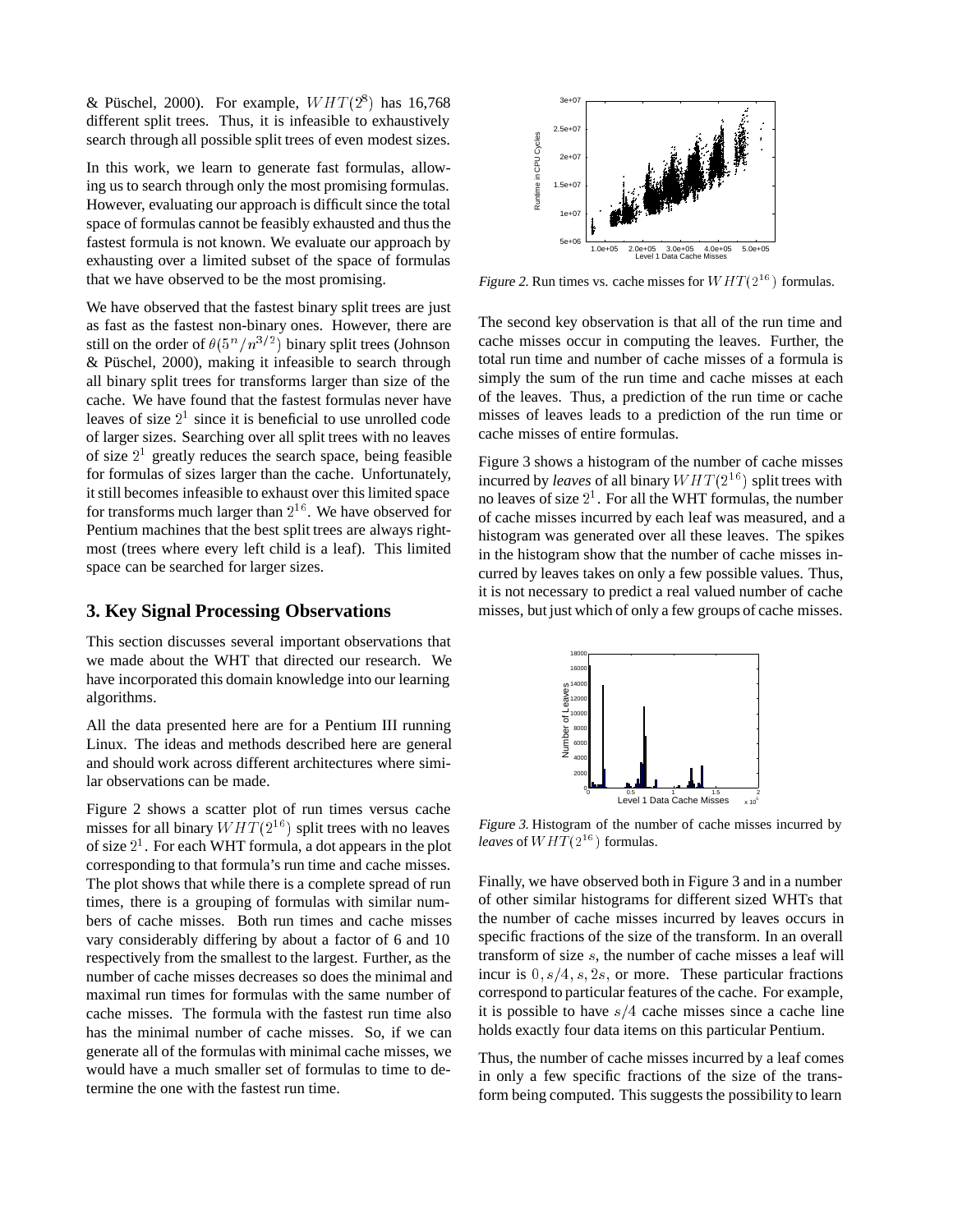& Püschel, 2000). For example, $WHT(2^8)$ has 16,768 different split trees. Thus, it is infeasible to exhaustively search through all possible split trees of even modest sizes.

In this work, we learn to generate fast formulas, allowing us to search through only the most promising formulas. However, evaluating our approach is difficult since the total space of formulas cannot be feasibly exhausted and thus the fastest formula is not known. We evaluate our approach by exhausting over a limited subset of the space of formulas that we have observed to be the most promising.

We have observed that the fastest binary split trees are just as fast as the fastest non-binary ones. However, there are still on the order of $\theta(5^n/n^{3/2})$ binary split trees (Johnson & Püschel, 2000), making it infeasible to search through all binary split trees for transforms larger than size of the cache. We have found that the fastest formulas never have leaves of size $2^1$ since it is beneficial to use unrolled code of larger sizes. Searching over all split trees with no leaves of size $2^1$ greatly reduces the search space, being feasible for formulas of sizes larger than the cache. Unfortunately, it still becomes infeasible to exhaust over this limited space for transforms much larger than $2^{16}$. We have observed for Pentium machines that the best split trees are always rightmost (trees where every left child is a leaf). This limited space can be searched for larger sizes.

## 3. Key Signal Processing Observations

This section discusses several important observations that we made about the WHT that directed our research. We have incorporated this domain knowledge into our learning algorithms.

All the data presented here are for a Pentium III running Linux. The ideas and methods described here are general and should work across different architectures where similar observations can be made.

Figure 2 shows a scatter plot of run times versus cache misses for all binary $WHT(2^{16})$ split trees with no leaves of size $2^1$. For each WHT formula, a dot appears in the plot corresponding to that formula's run time and cache misses. The plot shows that while there is a complete spread of run times, there is a grouping of formulas with similar numbers of cache misses. Both run times and cache misses vary considerably differing by about a factor of 6 and 10 respectively from the smallest to the largest. Further, as the number of cache misses decreases so does the minimal and maximal run times for formulas with the same number of cache misses. The formula with the fastest run time also has the minimal number of cache misses. So, if we can generate all of the formulas with minimal cache misses, we would have a much smaller set of formulas to time to determine the one with the fastest run time.

*Figure 2.* Run times vs. cache misses for $WHT(2^{16})$ formulas.

The second key observation is that all of the run time and cache misses occur in computing the leaves. Further, the total run time and number of cache misses of a formula is simply the sum of the run time and cache misses at each of the leaves. Thus, a prediction of the run time or cache misses of leaves leads to a prediction of the run time or cache misses of entire formulas.

Figure 3 shows a histogram of the number of cache misses incurred by *leaves* of all binary $WHT(2^{16})$ split trees with no leaves of size $2^1$. For all the WHT formulas, the number of cache misses incurred by each leaf was measured, and a histogram was generated over all these leaves. The spikes in the histogram show that the number of cache misses incurred by leaves takes on only a few possible values. Thus, it is not necessary to predict a real valued number of cache misses, but just which of only a few groups of cache misses.

*Figure 3.* Histogram of the number of cache misses incurred by *leaves* of $WHT(2^{16})$ formulas.

Finally, we have observed both in Figure 3 and in a number of other similar histograms for different sized WHTs that the number of cache misses incurred by leaves occurs in specific fractions of the size of the transform. In an overall transform of size $s$, the number of cache misses a leaf will incur is $0, s/4, s, 2s$, or more. These particular fractions correspond to particular features of the cache. For example, it is possible to have $s/4$ cache misses since a cache line holds exactly four data items on this particular Pentium.

Thus, the number of cache misses incurred by a leaf comes in only a few specific fractions of the size of the transform being computed. This suggests the possibility to learn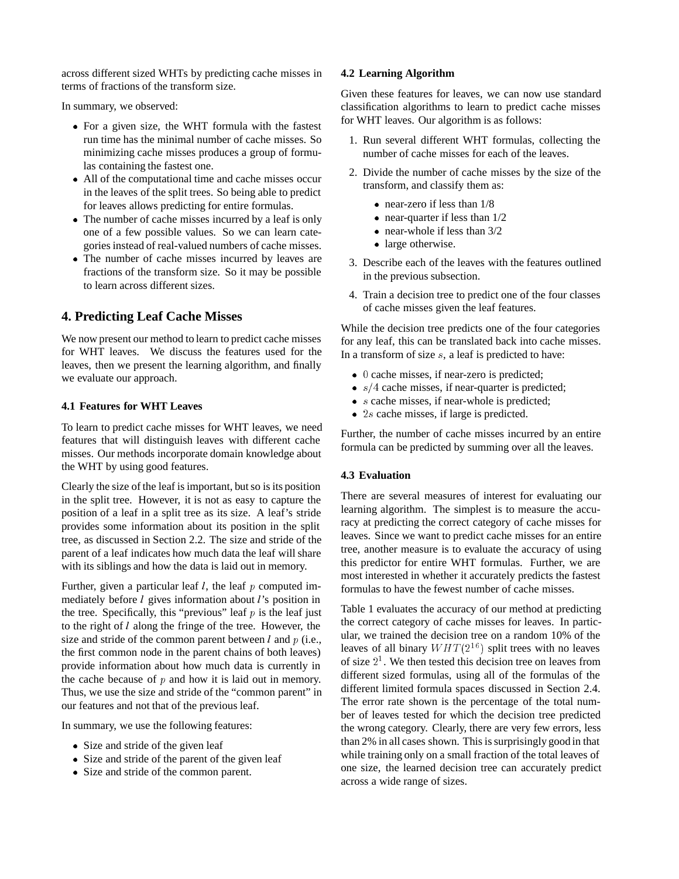across different sized WHTs by predicting cache misses in terms of fractions of the transform size.

In summary, we observed:

- For a given size, the WHT formula with the fastest run time has the minimal number of cache misses. So minimizing cache misses produces a group of formulas containing the fastest one.
- All of the computational time and cache misses occur in the leaves of the split trees. So being able to predict for leaves allows predicting for entire formulas.
- The number of cache misses incurred by a leaf is only one of a few possible values. So we can learn categories instead of real-valued numbers of cache misses.
- The number of cache misses incurred by leaves are fractions of the transform size. So it may be possible to learn across different sizes.

## 4. Predicting Leaf Cache Misses

We now present our method to learn to predict cache misses for WHT leaves. We discuss the features used for the leaves, then we present the learning algorithm, and finally we evaluate our approach.

### 4.1 Features for WHT Leaves

To learn to predict cache misses for WHT leaves, we need features that will distinguish leaves with different cache misses. Our methods incorporate domain knowledge about the WHT by using good features.

Clearly the size of the leaf is important, but so is its position in the split tree. However, it is not as easy to capture the position of a leaf in a split tree as its size. A leaf's stride provides some information about its position in the split tree, as discussed in Section 2.2. The size and stride of the parent of a leaf indicates how much data the leaf will share with its siblings and how the data is laid out in memory.

Further, given a particular leaf $l$, the leaf $p$ computed immediately before $l$ gives information about $l$'s position in the tree. Specifically, this "previous" leaf $p$ is the leaf just to the right of $l$ along the fringe of the tree. However, the size and stride of the common parent between $l$ and $p$ (i.e., the first common node in the parent chains of both leaves) provide information about how much data is currently in the cache because of $p$ and how it is laid out in memory. Thus, we use the size and stride of the "common parent" in our features and not that of the previous leaf.

In summary, we use the following features:

- Size and stride of the given leaf
- Size and stride of the parent of the given leaf
- Size and stride of the common parent.

### 4.2 Learning Algorithm

Given these features for leaves, we can now use standard classification algorithms to learn to predict cache misses for WHT leaves. Our algorithm is as follows:

1. Run several different WHT formulas, collecting the number of cache misses for each of the leaves.
2. Divide the number of cache misses by the size of the transform, and classify them as:
   - near-zero if less than 1/8
   - near-quarter if less than 1/2
   - near-whole if less than 3/2
   - large otherwise.
3. Describe each of the leaves with the features outlined in the previous subsection.
4. Train a decision tree to predict one of the four classes of cache misses given the leaf features.

While the decision tree predicts one of the four categories for any leaf, this can be translated back into cache misses. In a transform of size $s$, a leaf is predicted to have:

- $0$ cache misses, if near-zero is predicted;
- $s/4$ cache misses, if near-quarter is predicted;
- $s$ cache misses, if near-whole is predicted;
- $2s$ cache misses, if large is predicted.

Further, the number of cache misses incurred by an entire formula can be predicted by summing over all the leaves.

### 4.3 Evaluation

There are several measures of interest for evaluating our learning algorithm. The simplest is to measure the accuracy at predicting the correct category of cache misses for leaves. Since we want to predict cache misses for an entire tree, another measure is to evaluate the accuracy of using this predictor for entire WHT formulas. Further, we are most interested in whether it accurately predicts the fastest formulas to have the fewest number of cache misses.

Table 1 evaluates the accuracy of our method at predicting the correct category of cache misses for leaves. In particular, we trained the decision tree on a random 10% of the leaves of all binary $WHT(2^{16})$ split trees with no leaves of size $2^1$. We then tested this decision tree on leaves from different sized formulas, using all of the formulas of the different limited formula spaces discussed in Section 2.4. The error rate shown is the percentage of the total number of leaves tested for which the decision tree predicted the wrong category. Clearly, there are very few errors, less than 2% in all cases shown. This is surprisingly good in that while training only on a small fraction of the total leaves of one size, the learned decision tree can accurately predict across a wide range of sizes.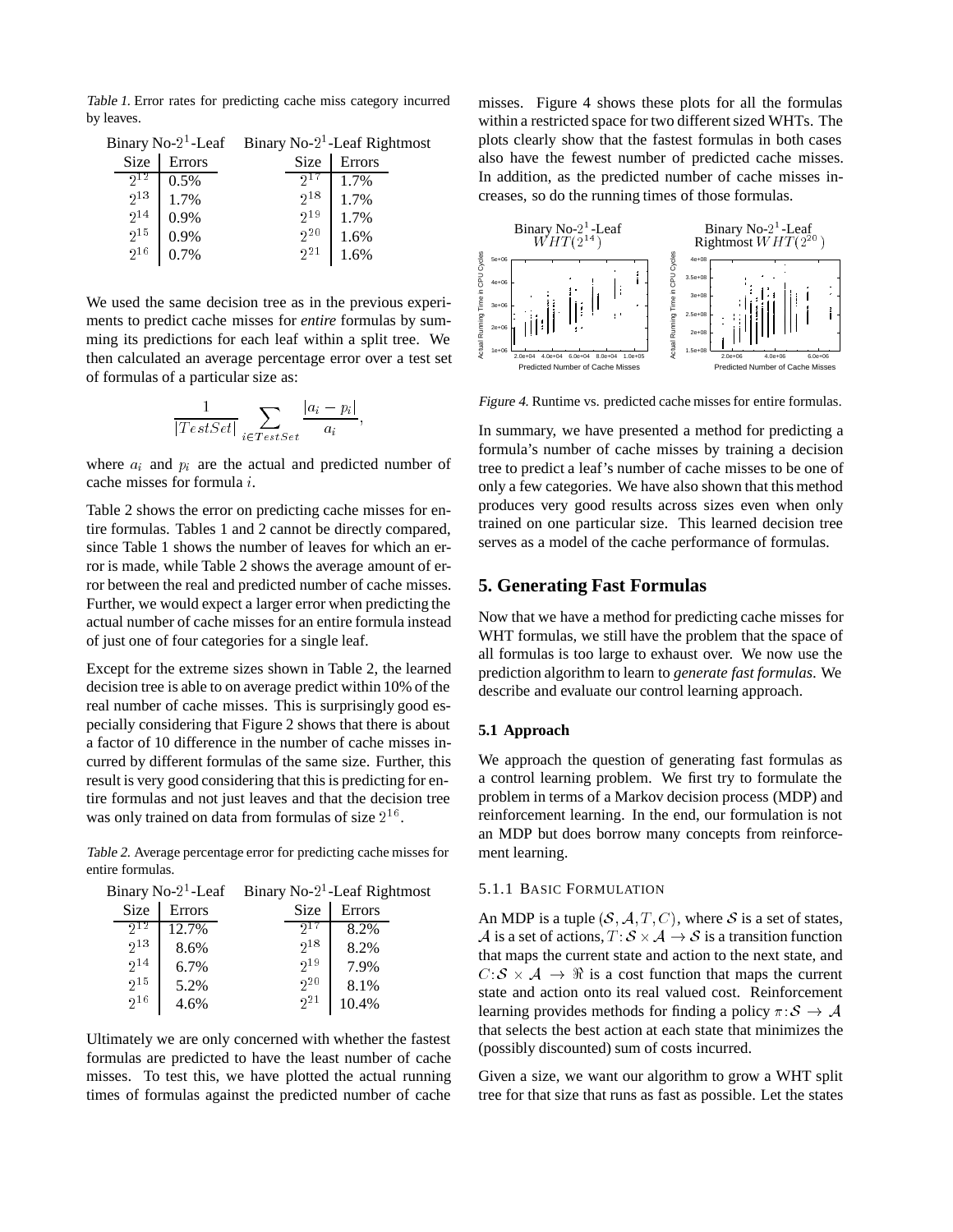*Table 1.* Error rates for predicting cache miss category incurred by leaves.

| Binary No-$2^1$-Leaf | | Binary No-$2^1$-Leaf Rightmost | |
|---|---|---|---|
| Size | Errors | Size | Errors |
| $2^{12}$ | 0.5% | $2^{17}$ | 1.7% |
| $2^{13}$ | 1.7% | $2^{18}$ | 1.7% |
| $2^{14}$ | 0.9% | $2^{19}$ | 1.7% |
| $2^{15}$ | 0.9% | $2^{20}$ | 1.6% |
| $2^{16}$ | 0.7% | $2^{21}$ | 1.6% |

We used the same decision tree as in the previous experiments to predict cache misses for *entire* formulas by summing its predictions for each leaf within a split tree. We then calculated an average percentage error over a test set of formulas of a particular size as:

$$\frac{1}{|TestSet|} \sum_{i \in TestSet} \frac{|a_i - p_i|}{a_i},$$

where $a_i$ and $p_i$ are the actual and predicted number of cache misses for formula $i$.

Table 2 shows the error on predicting cache misses for entire formulas. Tables 1 and 2 cannot be directly compared, since Table 1 shows the number of leaves for which an error is made, while Table 2 shows the average amount of error between the real and predicted number of cache misses. Further, we would expect a larger error when predicting the actual number of cache misses for an entire formula instead of just one of four categories for a single leaf.

Except for the extreme sizes shown in Table 2, the learned decision tree is able to on average predict within 10% of the real number of cache misses. This is surprisingly good especially considering that Figure 2 shows that there is about a factor of 10 difference in the number of cache misses incurred by different formulas of the same size. Further, this result is very good considering that this is predicting for entire formulas and not just leaves and that the decision tree was only trained on data from formulas of size $2^{16}$.

*Table 2.* Average percentage error for predicting cache misses for entire formulas.

| Binary No-$2^1$-Leaf | | Binary No-$2^1$-Leaf Rightmost | |
|---|---|---|---|
| Size | Errors | Size | Errors |
| $2^{12}$ | 12.7% | $2^{17}$ | 8.2% |
| $2^{13}$ | 8.6% | $2^{18}$ | 8.2% |
| $2^{14}$ | 6.7% | $2^{19}$ | 7.9% |
| $2^{15}$ | 5.2% | $2^{20}$ | 8.1% |
| $2^{16}$ | 4.6% | $2^{21}$ | 10.4% |

Ultimately we are only concerned with whether the fastest formulas are predicted to have the least number of cache misses. To test this, we have plotted the actual running times of formulas against the predicted number of cache misses. Figure 4 shows these plots for all the formulas within a restricted space for two different sized WHTs. The plots clearly show that the fastest formulas in both cases also have the fewest number of predicted cache misses. In addition, as the predicted number of cache misses increases, so do the running times of those formulas.

*Figure 4.* Runtime vs. predicted cache misses for entire formulas.

In summary, we have presented a method for predicting a formula's number of cache misses by training a decision tree to predict a leaf's number of cache misses to be one of only a few categories. We have also shown that this method produces very good results across sizes even when only trained on one particular size. This learned decision tree serves as a model of the cache performance of formulas.

## 5. Generating Fast Formulas

Now that we have a method for predicting cache misses for WHT formulas, we still have the problem that the space of all formulas is too large to exhaust over. We now use the prediction algorithm to learn to *generate fast formulas*. We describe and evaluate our control learning approach.

### 5.1 Approach

We approach the question of generating fast formulas as a control learning problem. We first try to formulate the problem in terms of a Markov decision process (MDP) and reinforcement learning. In the end, our formulation is not an MDP but does borrow many concepts from reinforcement learning.

#### 5.1.1 Basic Formulation

An MDP is a tuple $(\mathcal{S}, \mathcal{A}, T, C)$, where $\mathcal{S}$ is a set of states, $\mathcal{A}$ is a set of actions, $T : \mathcal{S} \times \mathcal{A} \rightarrow \mathcal{S}$ is a transition function that maps the current state and action to the next state, and $C : \mathcal{S} \times \mathcal{A} \rightarrow \Re$ is a cost function that maps the current state and action onto its real valued cost. Reinforcement learning provides methods for finding a policy $\pi : \mathcal{S} \rightarrow \mathcal{A}$ that selects the best action at each state that minimizes the (possibly discounted) sum of costs incurred.

Given a size, we want our algorithm to grow a WHT split tree for that size that runs as fast as possible. Let the states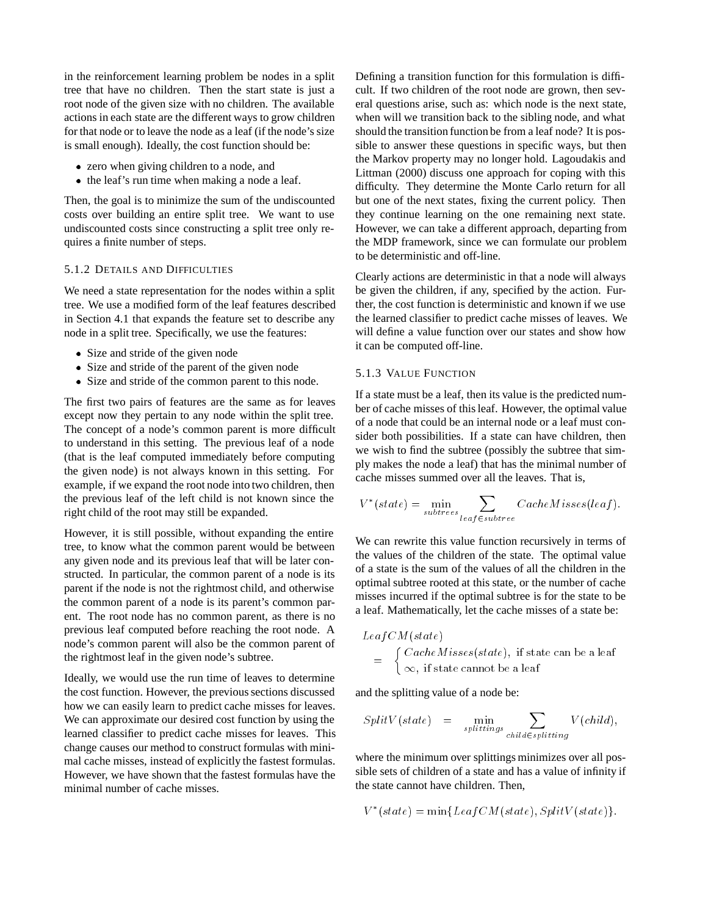in the reinforcement learning problem be nodes in a split tree that have no children. Then the start state is just a root node of the given size with no children. The available actions in each state are the different ways to grow children for that node or to leave the node as a leaf (if the node's size is small enough). Ideally, the cost function should be:

- zero when giving children to a node, and
- the leaf's run time when making a node a leaf.

Then, the goal is to minimize the sum of the undiscounted costs over building an entire split tree. We want to use undiscounted costs since constructing a split tree only requires a finite number of steps.

### 5.1.2 Details and Difficulties

We need a state representation for the nodes within a split tree. We use a modified form of the leaf features described in Section 4.1 that expands the feature set to describe any node in a split tree. Specifically, we use the features:

- Size and stride of the given node
- Size and stride of the parent of the given node
- Size and stride of the common parent to this node.

The first two pairs of features are the same as for leaves except now they pertain to any node within the split tree. The concept of a node's common parent is more difficult to understand in this setting. The previous leaf of a node (that is the leaf computed immediately before computing the given node) is not always known in this setting. For example, if we expand the root node into two children, then the previous leaf of the left child is not known since the right child of the root may still be expanded.

However, it is still possible, without expanding the entire tree, to know what the common parent would be between any given node and its previous leaf that will be later constructed. In particular, the common parent of a node is its parent if the node is not the rightmost child, and otherwise the common parent of a node is its parent's common parent. The root node has no common parent, as there is no previous leaf computed before reaching the root node. A node's common parent will also be the common parent of the rightmost leaf in the given node's subtree.

Ideally, we would use the run time of leaves to determine the cost function. However, the previous sections discussed how we can easily learn to predict cache misses for leaves. We can approximate our desired cost function by using the learned classifier to predict cache misses for leaves. This change causes our method to construct formulas with minimal cache misses, instead of explicitly the fastest formulas. However, we have shown that the fastest formulas have the minimal number of cache misses.

Defining a transition function for this formulation is difficult. If two children of the root node are grown, then several questions arise, such as: which node is the next state, when will we transition back to the sibling node, and what should the transition function be from a leaf node? It is possible to answer these questions in specific ways, but then the Markov property may no longer hold. Lagoudakis and Littman (2000) discuss one approach for coping with this difficulty. They determine the Monte Carlo return for all but one of the next states, fixing the current policy. Then they continue learning on the one remaining next state. However, we can take a different approach, departing from the MDP framework, since we can formulate our problem to be deterministic and off-line.

Clearly actions are deterministic in that a node will always be given the children, if any, specified by the action. Further, the cost function is deterministic and known if we use the learned classifier to predict cache misses of leaves. We will define a value function over our states and show how it can be computed off-line.

### 5.1.3 Value Function

If a state must be a leaf, then its value is the predicted number of cache misses of this leaf. However, the optimal value of a node that could be an internal node or a leaf must consider both possibilities. If a state can have children, then we wish to find the subtree (possibly the subtree that simply makes the node a leaf) that has the minimal number of cache misses summed over all the leaves. That is,

$$V^*(state) = \min_{subtrees} \sum_{leaf \in subtree} CacheMisses(leaf).$$

We can rewrite this value function recursively in terms of the values of the children of the state. The optimal value of a state is the sum of the values of all the children in the optimal subtree rooted at this state, or the number of cache misses incurred if the optimal subtree is for the state to be a leaf. Mathematically, let the cache misses of a state be:

$$LeafCM(state) = \begin{cases} CacheMisses(state), \text{ if state can be a leaf} \\ \infty, \text{ if state cannot be a leaf} \end{cases}$$

and the splitting value of a node be:

$$SplitV(state) = \min_{splittings} \sum_{child \in splitting} V(child),$$

where the minimum over splittings minimizes over all possible sets of children of a state and has a value of infinity if the state cannot have children. Then,

$$V^*(state) = \min\{LeafCM(state), SplitV(state)\}.$$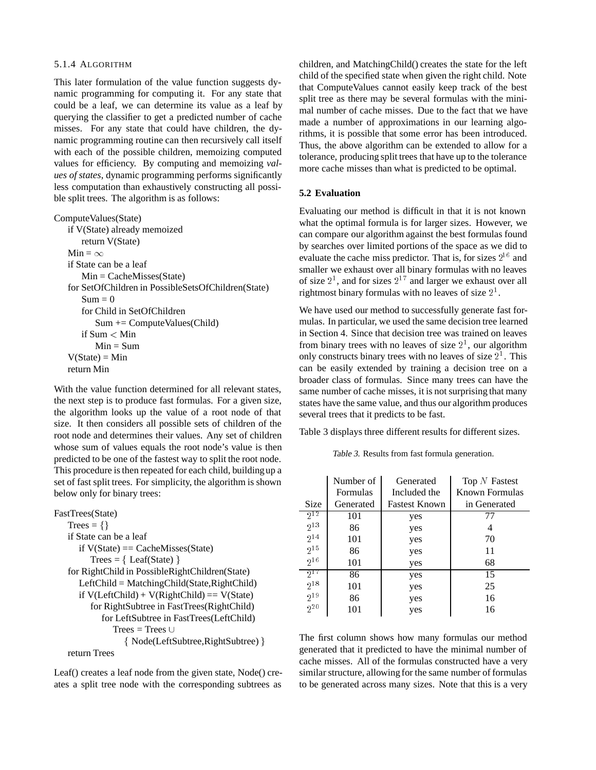### 5.1.4 Algorithm

This later formulation of the value function suggests dynamic programming for computing it. For any state that could be a leaf, we can determine its value as a leaf by querying the classifier to get a predicted number of cache misses. For any state that could have children, the dynamic programming routine can then recursively call itself with each of the possible children, memoizing computed values for efficiency. By computing and memoizing *values of states*, dynamic programming performs significantly less computation than exhaustively constructing all possible split trees. The algorithm is as follows:

```
ComputeValues(State)
    if V(State) already memoized
        return V(State)
    Min = ∞
    if State can be a leaf
        Min = CacheMisses(State)
    for SetOfChildren in PossibleSetsOfChildren(State)
        Sum = 0
        for Child in SetOfChildren
            Sum += ComputeValues(Child)
        if Sum < Min
            Min = Sum
    V(State) = Min
    return Min
```

With the value function determined for all relevant states, the next step is to produce fast formulas. For a given size, the algorithm looks up the value of a root node of that size. It then considers all possible sets of children of the root node and determines their values. Any set of children whose sum of values equals the root node's value is then predicted to be one of the fastest way to split the root node. This procedure is then repeated for each child, building up a set of fast split trees. For simplicity, the algorithm is shown below only for binary trees:

```
FastTrees(State)
    Trees = {}
    if State can be a leaf
        if V(State) == CacheMisses(State)
            Trees = { Leaf(State) }
    for RightChild in PossibleRightChildren(State)
        LeftChild = MatchingChild(State,RightChild)
        if V(LeftChild) + V(RightChild) == V(State)
            for RightSubtree in FastTrees(RightChild)
                for LeftSubtree in FastTrees(LeftChild)
                    Trees = Trees ∪
                        { Node(LeftSubtree,RightSubtree) }
    return Trees
```

Leaf() creates a leaf node from the given state, Node() creates a split tree node with the corresponding subtrees as children, and MatchingChild() creates the state for the left child of the specified state when given the right child. Note that ComputeValues cannot easily keep track of the best split tree as there may be several formulas with the minimal number of cache misses. Due to the fact that we have made a number of approximations in our learning algorithms, it is possible that some error has been introduced. Thus, the above algorithm can be extended to allow for a tolerance, producing split trees that have up to the tolerance more cache misses than what is predicted to be optimal.

## 5.2 Evaluation

Evaluating our method is difficult in that it is not known what the optimal formula is for larger sizes. However, we can compare our algorithm against the best formulas found by searches over limited portions of the space as we did to evaluate the cache miss predictor. That is, for sizes $2^{16}$ and smaller we exhaust over all binary formulas with no leaves of size $2^1$, and for sizes $2^{17}$ and larger we exhaust over all rightmost binary formulas with no leaves of size $2^1$.

We have used our method to successfully generate fast formulas. In particular, we used the same decision tree learned in Section 4. Since that decision tree was trained on leaves from binary trees with no leaves of size $2^1$, our algorithm only constructs binary trees with no leaves of size $2^1$. This can be easily extended by training a decision tree on a broader class of formulas. Since many trees can have the same number of cache misses, it is not surprising that many states have the same value, and thus our algorithm produces several trees that it predicts to be fast.

Table 3 displays three different results for different sizes.

*Table 3.* Results from fast formula generation.

| Size | Number of Formulas Generated | Generated Included the Fastest Known | Top $N$ Fastest Known Formulas in Generated |
|---|---|---|---|
| $2^{12}$ | 101 | yes | 77 |
| $2^{13}$ | 86 | yes | 4 |
| $2^{14}$ | 101 | yes | 70 |
| $2^{15}$ | 86 | yes | 11 |
| $2^{16}$ | 101 | yes | 68 |
| $2^{17}$ | 86 | yes | 15 |
| $2^{18}$ | 101 | yes | 25 |
| $2^{19}$ | 86 | yes | 16 |
| $2^{20}$ | 101 | yes | 16 |

The first column shows how many formulas our method generated that it predicted to have the minimal number of cache misses. All of the formulas constructed have a very similar structure, allowing for the same number of formulas to be generated across many sizes. Note that this is a very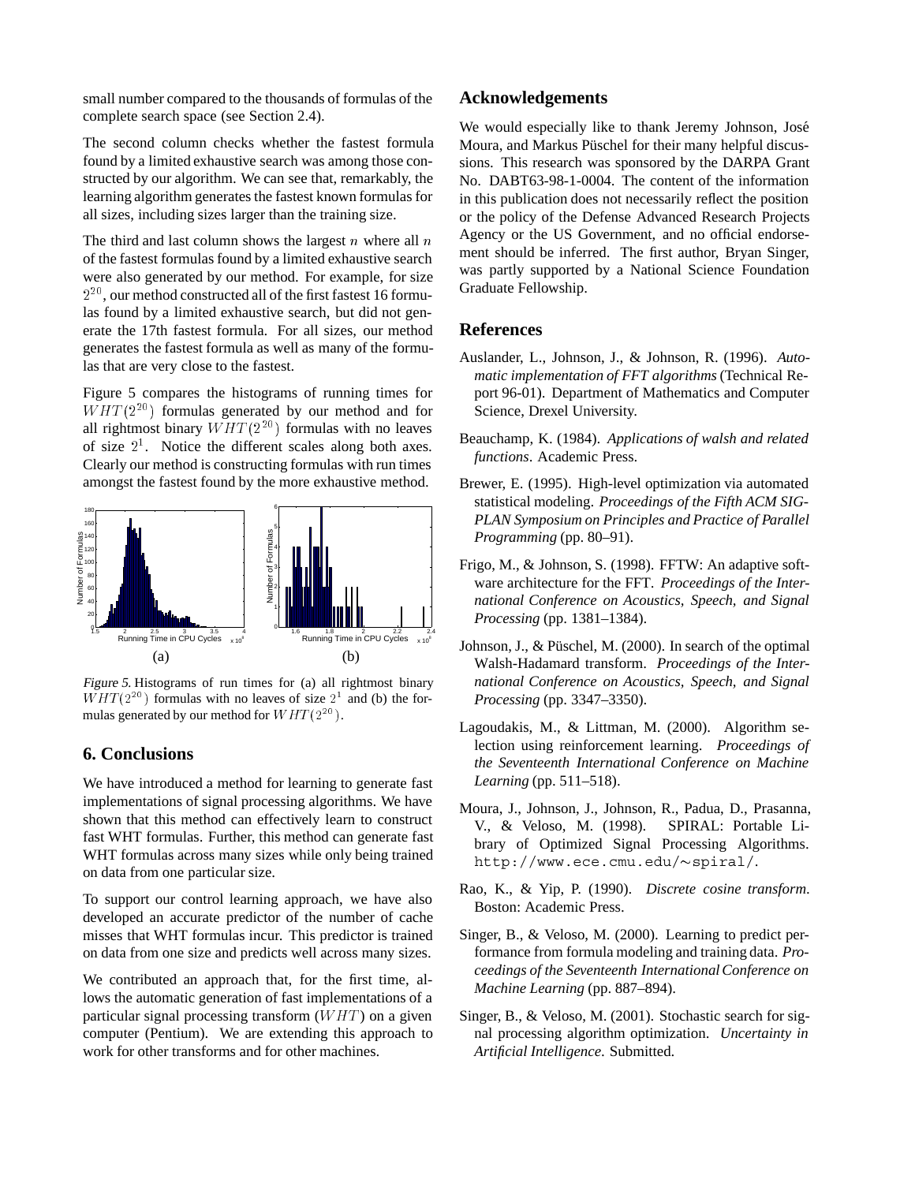small number compared to the thousands of formulas of the complete search space (see Section 2.4).

The second column checks whether the fastest formula found by a limited exhaustive search was among those constructed by our algorithm. We can see that, remarkably, the learning algorithm generates the fastest known formulas for all sizes, including sizes larger than the training size.

The third and last column shows the largest $n$ where all $n$ of the fastest formulas found by a limited exhaustive search were also generated by our method. For example, for size $2^{20}$, our method constructed all of the first fastest 16 formulas found by a limited exhaustive search, but did not generate the 17th fastest formula. For all sizes, our method generates the fastest formula as well as many of the formulas that are very close to the fastest.

Figure 5 compares the histograms of running times for $WHT(2^{20})$ formulas generated by our method and for all rightmost binary $WHT(2^{20})$ formulas with no leaves of size $2^1$. Notice the different scales along both axes. Clearly our method is constructing formulas with run times amongst the fastest found by the more exhaustive method.

Number of Formulas
Running Time in CPU Cycles
x 10^8
(a)

Number of Formulas
Running Time in CPU Cycles
x 10^8
(b)

*Figure 5.* Histograms of run times for (a) all rightmost binary $WHT(2^{20})$ formulas with no leaves of size $2^1$ and (b) the formulas generated by our method for $WHT(2^{20})$.

## 6. Conclusions

We have introduced a method for learning to generate fast implementations of signal processing algorithms. We have shown that this method can effectively learn to construct fast WHT formulas. Further, this method can generate fast WHT formulas across many sizes while only being trained on data from one particular size.

To support our control learning approach, we have also developed an accurate predictor of the number of cache misses that WHT formulas incur. This predictor is trained on data from one size and predicts well across many sizes.

We contributed an approach that, for the first time, allows the automatic generation of fast implementations of a particular signal processing transform ($WHT$) on a given computer (Pentium). We are extending this approach to work for other transforms and for other machines.

## Acknowledgements

We would especially like to thank Jeremy Johnson, José Moura, and Markus Püschel for their many helpful discussions. This research was sponsored by the DARPA Grant No. DABT63-98-1-0004. The content of the information in this publication does not necessarily reflect the position or the policy of the Defense Advanced Research Projects Agency or the US Government, and no official endorsement should be inferred. The first author, Bryan Singer, was partly supported by a National Science Foundation Graduate Fellowship.

## References

Auslander, L., Johnson, J., & Johnson, R. (1996). *Automatic implementation of FFT algorithms* (Technical Report 96-01). Department of Mathematics and Computer Science, Drexel University.

Beauchamp, K. (1984). *Applications of walsh and related functions*. Academic Press.

Brewer, E. (1995). High-level optimization via automated statistical modeling. *Proceedings of the Fifth ACM SIGPLAN Symposium on Principles and Practice of Parallel Programming* (pp. 80–91).

Frigo, M., & Johnson, S. (1998). FFTW: An adaptive software architecture for the FFT. *Proceedings of the International Conference on Acoustics, Speech, and Signal Processing* (pp. 1381–1384).

Johnson, J., & Püschel, M. (2000). In search of the optimal Walsh-Hadamard transform. *Proceedings of the International Conference on Acoustics, Speech, and Signal Processing* (pp. 3347–3350).

Lagoudakis, M., & Littman, M. (2000). Algorithm selection using reinforcement learning. *Proceedings of the Seventeenth International Conference on Machine Learning* (pp. 511–518).

Moura, J., Johnson, J., Johnson, R., Padua, D., Prasanna, V., & Veloso, M. (1998). SPIRAL: Portable Library of Optimized Signal Processing Algorithms. http://www.ece.cmu.edu/∼spiral/.

Rao, K., & Yip, P. (1990). *Discrete cosine transform*. Boston: Academic Press.

Singer, B., & Veloso, M. (2000). Learning to predict performance from formula modeling and training data. *Proceedings of the Seventeenth International Conference on Machine Learning* (pp. 887–894).

Singer, B., & Veloso, M. (2001). Stochastic search for signal processing algorithm optimization. *Uncertainty in Artificial Intelligence*. Submitted.